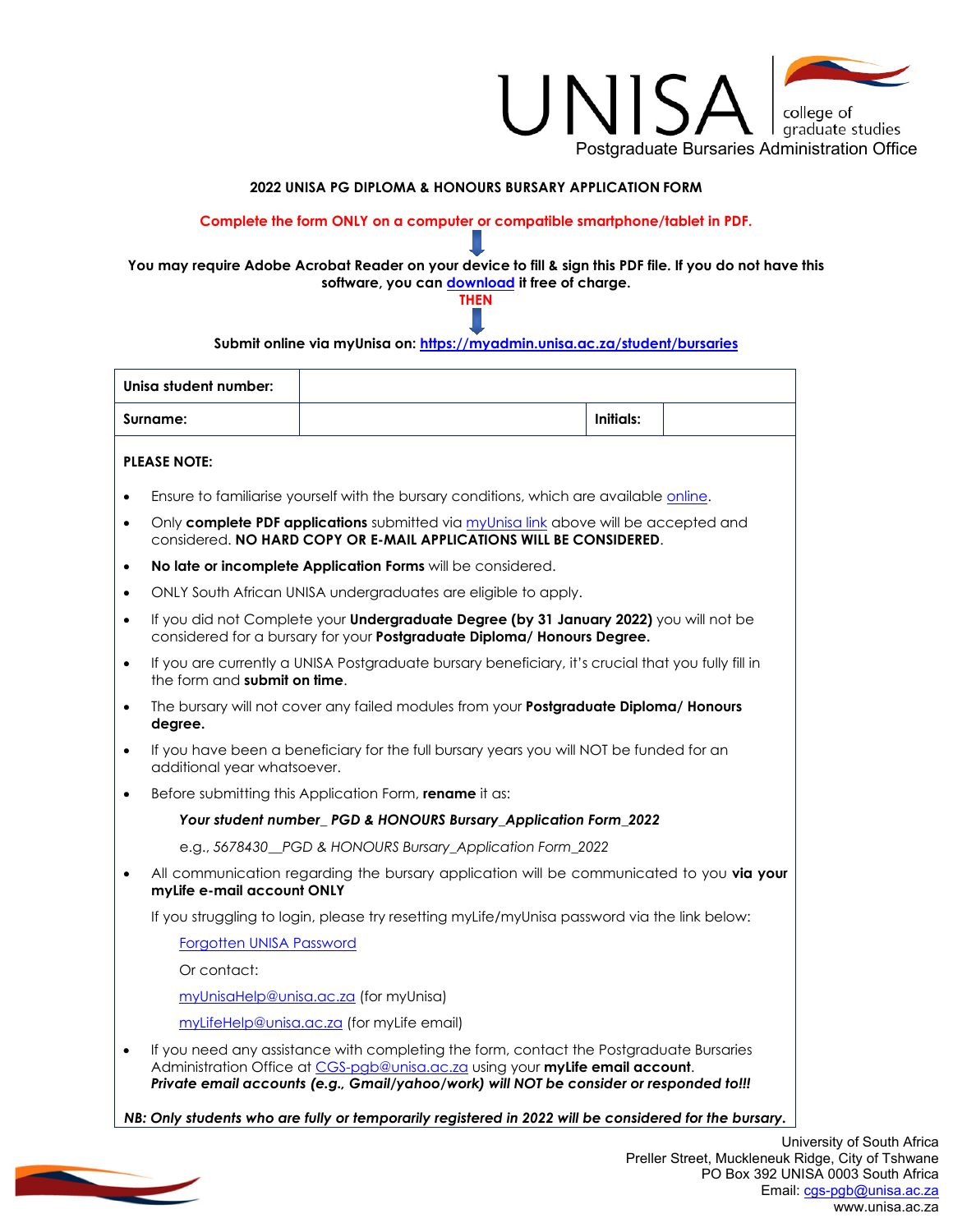UNISA college of graduate studies
Postgraduate Bursaries Administration Office

# 2022 UNISA PG DIPLOMA & HONOURS BURSARY APPLICATION FORM

**Complete the form ONLY on a computer or compatible smartphone/tablet in PDF.**

**You may require Adobe Acrobat Reader on your device to fill & sign this PDF file. If you do not have this software, you can download it free of charge.**

**THEN**

**Submit online via myUnisa on: https://myadmin.unisa.ac.za/student/bursaries**

| | | | |
|---|---|---|---|
| **Unisa student number:** | | | |
| **Surname:** | | **Initials:** | |

**PLEASE NOTE:**

- Ensure to familiarise yourself with the bursary conditions, which are available online.
- Only **complete PDF applications** submitted via myUnisa link above will be accepted and considered. **NO HARD COPY OR E-MAIL APPLICATIONS WILL BE CONSIDERED**.
- **No late or incomplete Application Forms** will be considered.
- ONLY South African UNISA undergraduates are eligible to apply.
- If you did not Complete your **Undergraduate Degree (by 31 January 2022)** you will not be considered for a bursary for your **Postgraduate Diploma/ Honours Degree.**
- If you are currently a UNISA Postgraduate bursary beneficiary, it's crucial that you fully fill in the form and **submit on time**.
- The bursary will not cover any failed modules from your **Postgraduate Diploma/ Honours degree.**
- If you have been a beneficiary for the full bursary years you will NOT be funded for an additional year whatsoever.
- Before submitting this Application Form, **rename** it as:

  ***Your student number_ PGD & HONOURS Bursary_Application Form_2022***

  *e.g., 5678430__PGD & HONOURS Bursary_Application Form_2022*

- All communication regarding the bursary application will be communicated to you **via your myLife e-mail account ONLY**

  If you struggling to login, please try resetting myLife/myUnisa password via the link below:

  Forgotten UNISA Password

  Or contact:

  myUnisaHelp@unisa.ac.za (for myUnisa)

  myLifeHelp@unisa.ac.za (for myLife email)

- If you need any assistance with completing the form, contact the Postgraduate Bursaries Administration Office at CGS-pgb@unisa.ac.za using your **myLife email account**. ***Private email accounts (e.g., Gmail/yahoo/work) will NOT be consider or responded to!!!***

***NB: Only students who are fully or temporarily registered in 2022 will be considered for the bursary.***

University of South Africa
Preller Street, Muckleneuk Ridge, City of Tshwane
PO Box 392 UNISA 0003 South Africa
Email: cgs-pgb@unisa.ac.za
www.unisa.ac.za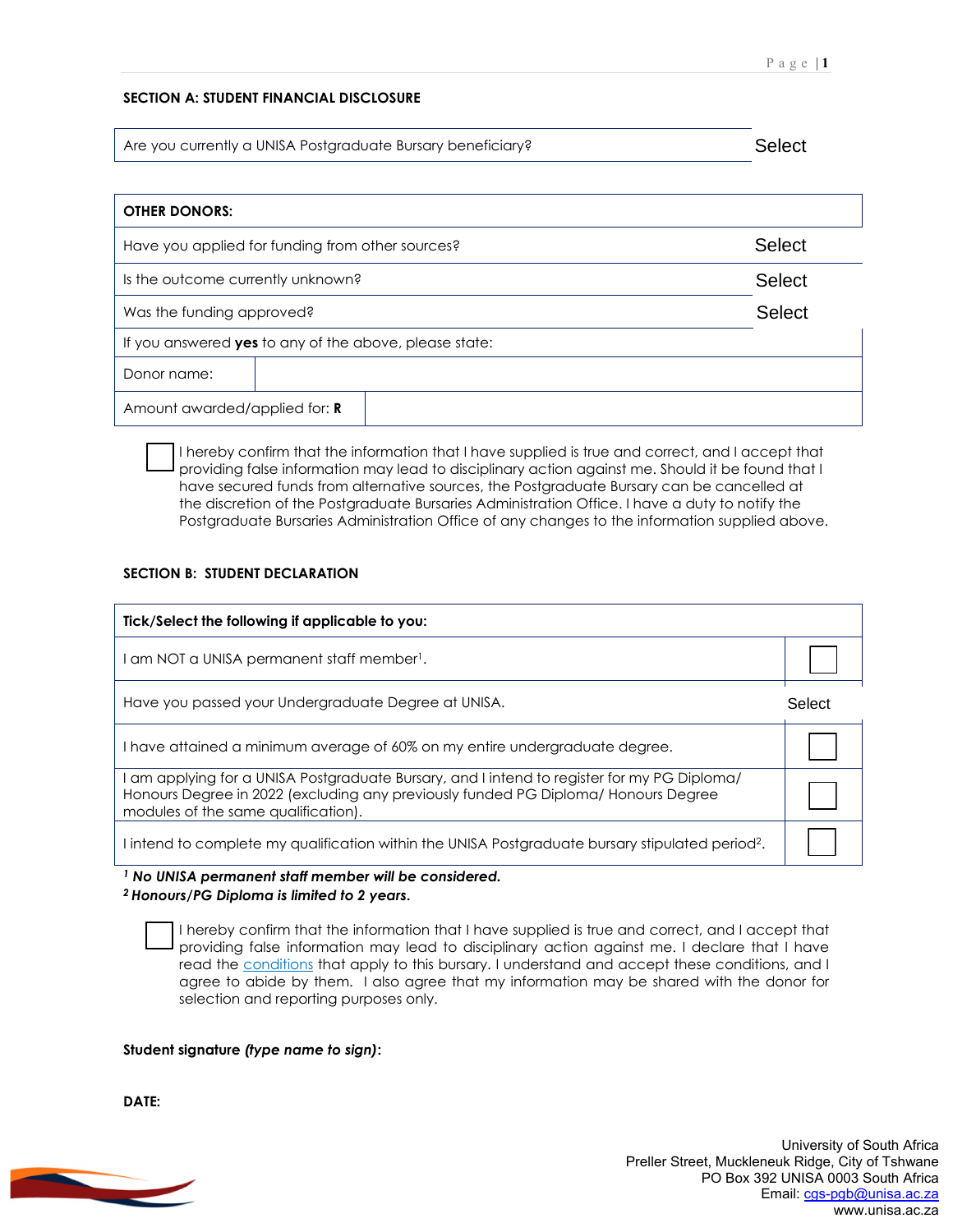**SECTION A: STUDENT FINANCIAL DISCLOSURE**

| | |
|---|---|
| Are you currently a UNISA Postgraduate Bursary beneficiary? | Select |

| | |
|---|---|
| **OTHER DONORS:** | |
| Have you applied for funding from other sources? | Select |
| Is the outcome currently unknown? | Select |
| Was the funding approved? | Select |
| If you answered **yes** to any of the above, please state: | |
| Donor name: | |
| Amount awarded/applied for: **R** | |

☐ I hereby confirm that the information that I have supplied is true and correct, and I accept that providing false information may lead to disciplinary action against me. Should it be found that I have secured funds from alternative sources, the Postgraduate Bursary can be cancelled at the discretion of the Postgraduate Bursaries Administration Office. I have a duty to notify the Postgraduate Bursaries Administration Office of any changes to the information supplied above.

**SECTION B: STUDENT DECLARATION**

| | |
|---|---|
| **Tick/Select the following if applicable to you:** | |
| I am NOT a UNISA permanent staff member[1]. | ☐ |
| Have you passed your Undergraduate Degree at UNISA. | Select |
| I have attained a minimum average of 60% on my entire undergraduate degree. | ☐ |
| I am applying for a UNISA Postgraduate Bursary, and I intend to register for my PG Diploma/ Honours Degree in 2022 (excluding any previously funded PG Diploma/ Honours Degree modules of the same qualification). | ☐ |
| I intend to complete my qualification within the UNISA Postgraduate bursary stipulated period[2]. | ☐ |

[1] ***No UNISA permanent staff member will be considered.***

[2] ***Honours/PG Diploma is limited to 2 years.***

☐ I hereby confirm that the information that I have supplied is true and correct, and I accept that providing false information may lead to disciplinary action against me. I declare that I have read the conditions that apply to this bursary. I understand and accept these conditions, and I agree to abide by them. I also agree that my information may be shared with the donor for selection and reporting purposes only.

**Student signature *(type name to sign)*:**

**DATE:**

University of South Africa
Preller Street, Muckleneuk Ridge, City of Tshwane
PO Box 392 UNISA 0003 South Africa
Email: cgs-pgb@unisa.ac.za
www.unisa.ac.za